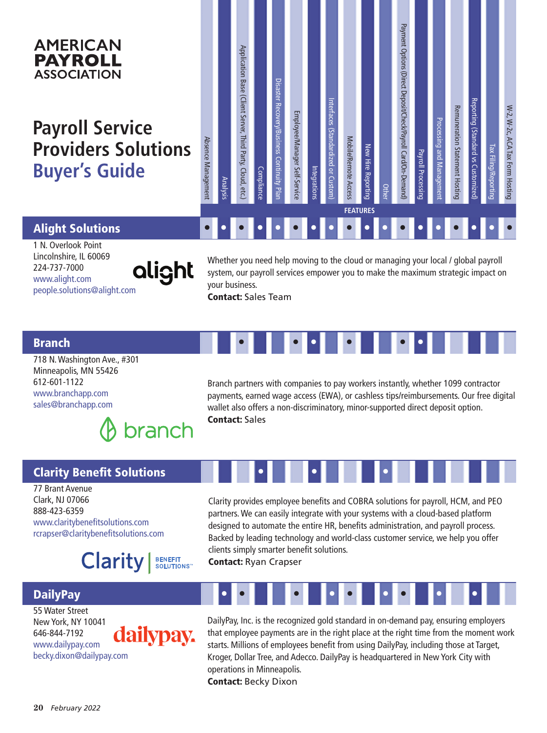# AMERICAN PAYROLL ASSOCIATION

## Payroll Service Providers Solutions Buyer's Guide

**FEATURES**

| Company | Absence Management | Analysis | Application Base (Client Server, Third Party, Cloud, etc.) | Compliance | Disaster Recovery/Business Continuity Plan | Employee/Manager Self-Service | Integrations | Interfaces (Standardized or Custom) | Mobile/Remote Access | New Hire Reporting | Other | Payment Options (Direct Deposit/Check/Payroll Card/On-Demand) | Payroll Processing | Processing and Management | Remuneration Statement Hosting | Reporting (Standard vs Customized) | Tax Filing/Reporting | W-2, W-2c, ACA Tax Form Hosting |
|---|---|---|---|---|---|---|---|---|---|---|---|---|---|---|---|---|---|---|
| Alight Solutions | • | • | • | • | • | • | • | • | • | • | • | • | • | • | • | • | • | • |
| Branch | | | • | | | • | • | | • | | | • | • | | | | | |
| Clarity Benefit Solutions | | | | • | | | • | | | | • | | | | | | | |
| DailyPay | | • | • | | | • | | • | • | | • | • | | • | | • | | |

### Alight Solutions

1 N. Overlook Point
Lincolnshire, IL 60069
224-737-7000
www.alight.com
people.solutions@alight.com

Whether you need help moving to the cloud or managing your local / global payroll system, our payroll services empower you to make the maximum strategic impact on your business.

**Contact:** Sales Team

### Branch

718 N. Washington Ave., #301
Minneapolis, MN 55426
612-601-1122
www.branchapp.com
sales@branchapp.com

Branch partners with companies to pay workers instantly, whether 1099 contractor payments, earned wage access (EWA), or cashless tips/reimbursements. Our free digital wallet also offers a non-discriminatory, minor-supported direct deposit option.

**Contact:** Sales

### Clarity Benefit Solutions

77 Brant Avenue
Clark, NJ 07066
888-423-6359
www.claritybenefitsolutions.com
rcrapser@claritybenefitsolutions.com

Clarity provides employee benefits and COBRA solutions for payroll, HCM, and PEO partners. We can easily integrate with your systems with a cloud-based platform designed to automate the entire HR, benefits administration, and payroll process. Backed by leading technology and world-class customer service, we help you offer clients simply smarter benefit solutions.

**Contact:** Ryan Crapser

### DailyPay

55 Water Street
New York, NY 10041
646-844-7192
www.dailypay.com
becky.dixon@dailypay.com

DailyPay, Inc. is the recognized gold standard in on-demand pay, ensuring employers that employee payments are in the right place at the right time from the moment work starts. Millions of employees benefit from using DailyPay, including those at Target, Kroger, Dollar Tree, and Adecco. DailyPay is headquartered in New York City with operations in Minneapolis.

**Contact:** Becky Dixon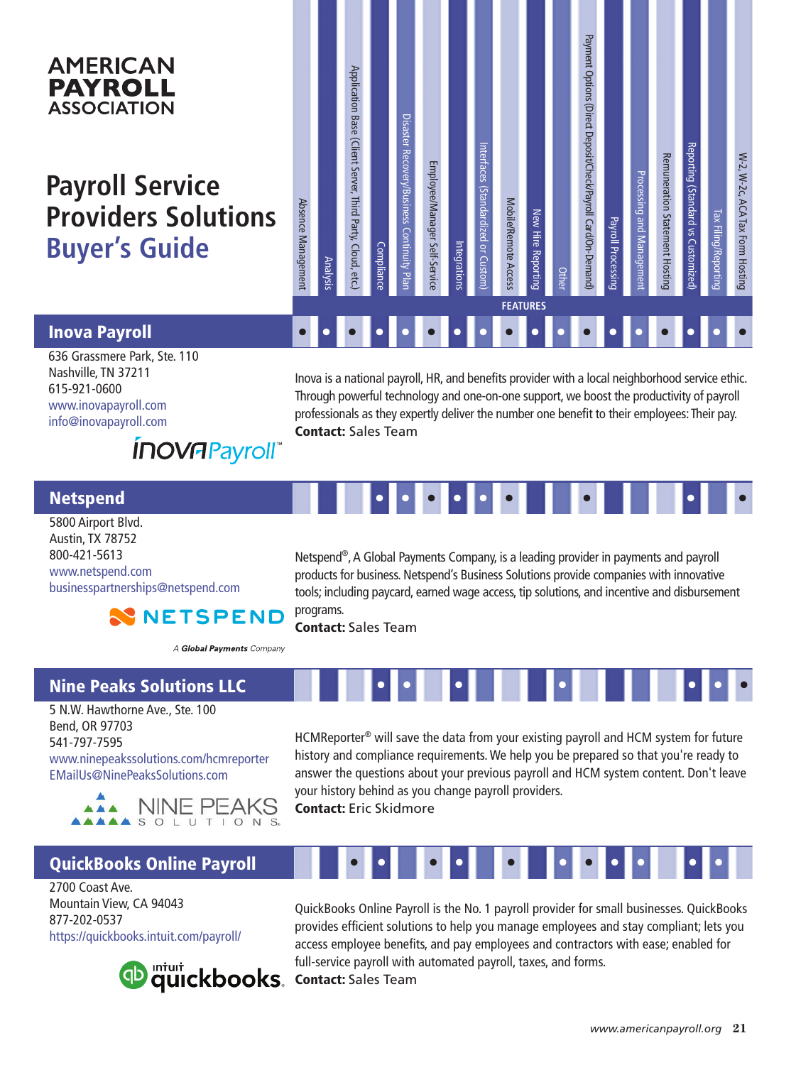# AMERICAN PAYROLL ASSOCIATION

# Payroll Service Providers Solutions Buyer's Guide

## FEATURES

| Provider | Absence Management | Analysis | Application Base (Client Server, Third Party, Cloud, etc.) | Compliance | Disaster Recovery/Business Continuity Plan | Employee/Manager Self-Service | Integrations | Interfaces (Standardized or Custom) | Mobile/Remote Access | New Hire Reporting | Other | Payment Options (Direct Deposit/Check/Payroll Card/On-Demand) | Payroll Processing | Processing and Management | Remuneration Statement Hosting | Reporting (Standard vs Customized) | Tax Filing/Reporting | W-2, W-2c, ACA Tax Form Hosting |
|---|---|---|---|---|---|---|---|---|---|---|---|---|---|---|---|---|---|---|
| Inova Payroll | ● | ● | ● | ● | ● | ● | ● | ● | ● | ● | ● | ● | ● | ● | ● | ● | ● | ● |
| Netspend | | | | ● | ● | ● | ● | ● | ● | | | ● | | | | ● | | ● |
| Nine Peaks Solutions LLC | | | | ● | ● | | ● | | | | ● | | | | | ● | ● | ● |
| QuickBooks Online Payroll | | | ● | ● | | ● | ● | | ● | | ● | ● | ● | ● | | ● | ● | |

## Inova Payroll

636 Grassmere Park, Ste. 110
Nashville, TN 37211
615-921-0600
www.inovapayroll.com
info@inovapayroll.com

Inova is a national payroll, HR, and benefits provider with a local neighborhood service ethic. Through powerful technology and one-on-one support, we boost the productivity of payroll professionals as they expertly deliver the number one benefit to their employees: Their pay.

**Contact:** Sales Team

## Netspend

5800 Airport Blvd.
Austin, TX 78752
800-421-5613
www.netspend.com
businesspartnerships@netspend.com

Netspend®, A Global Payments Company, is a leading provider in payments and payroll products for business. Netspend's Business Solutions provide companies with innovative tools; including paycard, earned wage access, tip solutions, and incentive and disbursement programs.

**Contact:** Sales Team

## Nine Peaks Solutions LLC

5 N.W. Hawthorne Ave., Ste. 100
Bend, OR 97703
541-797-7595
www.ninepeakssolutions.com/hcmreporter
EMailUs@NinePeaksSolutions.com

HCMReporter® will save the data from your existing payroll and HCM system for future history and compliance requirements. We help you be prepared so that you're ready to answer the questions about your previous payroll and HCM system content. Don't leave your history behind as you change payroll providers.

**Contact:** Eric Skidmore

## QuickBooks Online Payroll

2700 Coast Ave.
Mountain View, CA 94043
877-202-0537
https://quickbooks.intuit.com/payroll/

QuickBooks Online Payroll is the No. 1 payroll provider for small businesses. QuickBooks provides efficient solutions to help you manage employees and stay compliant; lets you access employee benefits, and pay employees and contractors with ease; enabled for full-service payroll with automated payroll, taxes, and forms.

**Contact:** Sales Team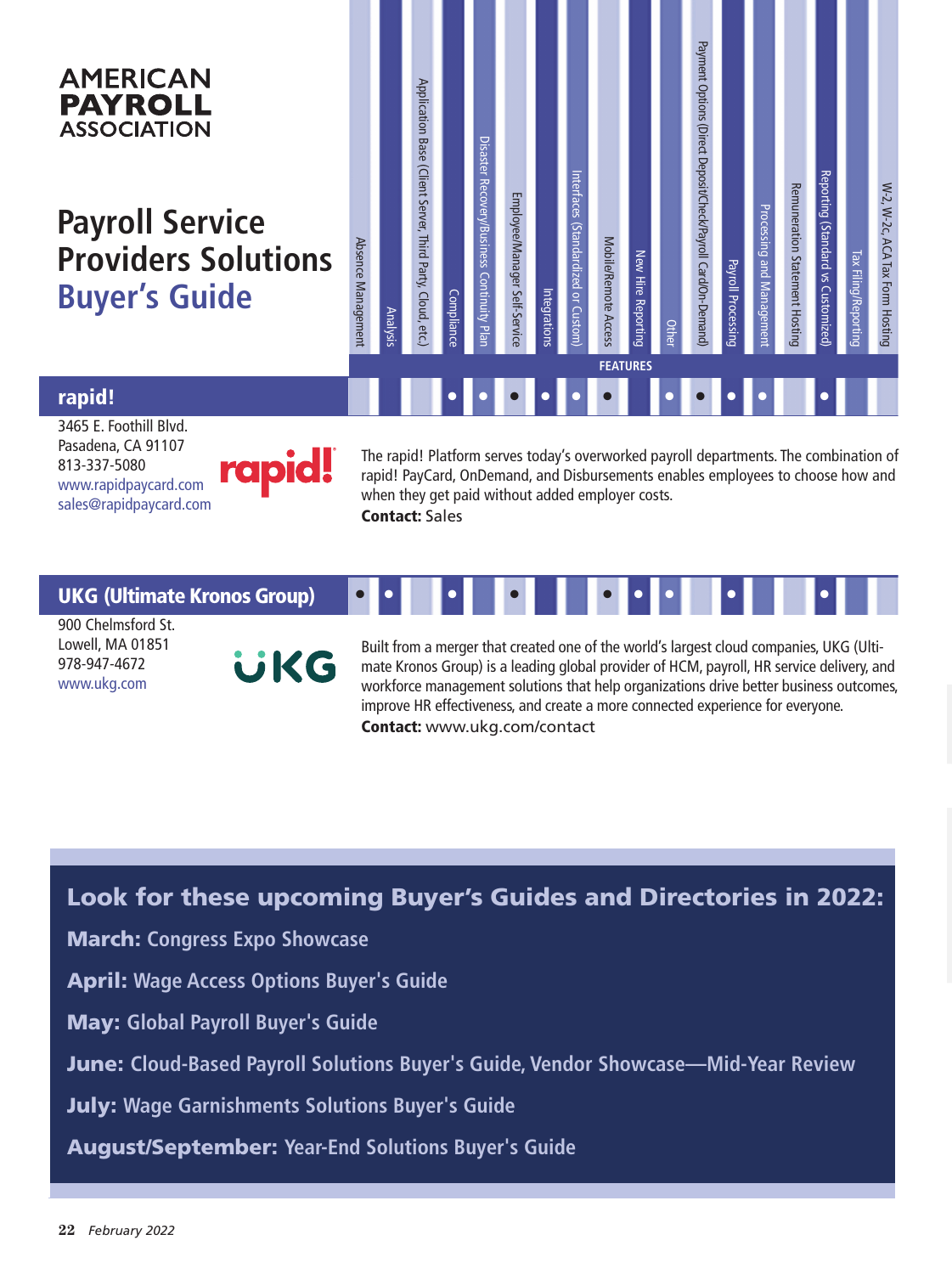**AMERICAN PAYROLL ASSOCIATION**

# Payroll Service Providers Solutions Buyer's Guide

**FEATURES**

| Company | Absence Management | Analysis | Application Base (Client Server, Third Party, Cloud, etc.) | Compliance | Disaster Recovery/Business Continuity Plan | Employee/Manager Self-Service | Integrations | Interfaces (Standardized or Custom) | Mobile/Remote Access | New Hire Reporting | Other | Payment Options (Direct Deposit/Check/Payroll Card/On-Demand) | Payroll Processing | Processing and Management | Remuneration Statement Hosting | Reporting (Standard vs Customized) | Tax Filing/Reporting | W-2, W-2c, ACA Tax Form Hosting |
|---|---|---|---|---|---|---|---|---|---|---|---|---|---|---|---|---|---|---|
| rapid! | | | | • | • | • | • | • | • | | • | • | • | • | | • | | |
| UKG (Ultimate Kronos Group) | • | • | | • | | • | | | • | • | • | | • | | | • | | |

## rapid!

3465 E. Foothill Blvd.
Pasadena, CA 91107
813-337-5080
www.rapidpaycard.com
sales@rapidpaycard.com

The rapid! Platform serves today's overworked payroll departments. The combination of rapid! PayCard, OnDemand, and Disbursements enables employees to choose how and when they get paid without added employer costs.
**Contact:** Sales

## UKG (Ultimate Kronos Group)

900 Chelmsford St.
Lowell, MA 01851
978-947-4672
www.ukg.com

Built from a merger that created one of the world's largest cloud companies, UKG (Ultimate Kronos Group) is a leading global provider of HCM, payroll, HR service delivery, and workforce management solutions that help organizations drive better business outcomes, improve HR effectiveness, and create a more connected experience for everyone.
**Contact:** www.ukg.com/contact

## Look for these upcoming Buyer's Guides and Directories in 2022:

**March:** Congress Expo Showcase

**April:** Wage Access Options Buyer's Guide

**May:** Global Payroll Buyer's Guide

**June:** Cloud-Based Payroll Solutions Buyer's Guide, Vendor Showcase—Mid-Year Review

**July:** Wage Garnishments Solutions Buyer's Guide

**August/September:** Year-End Solutions Buyer's Guide